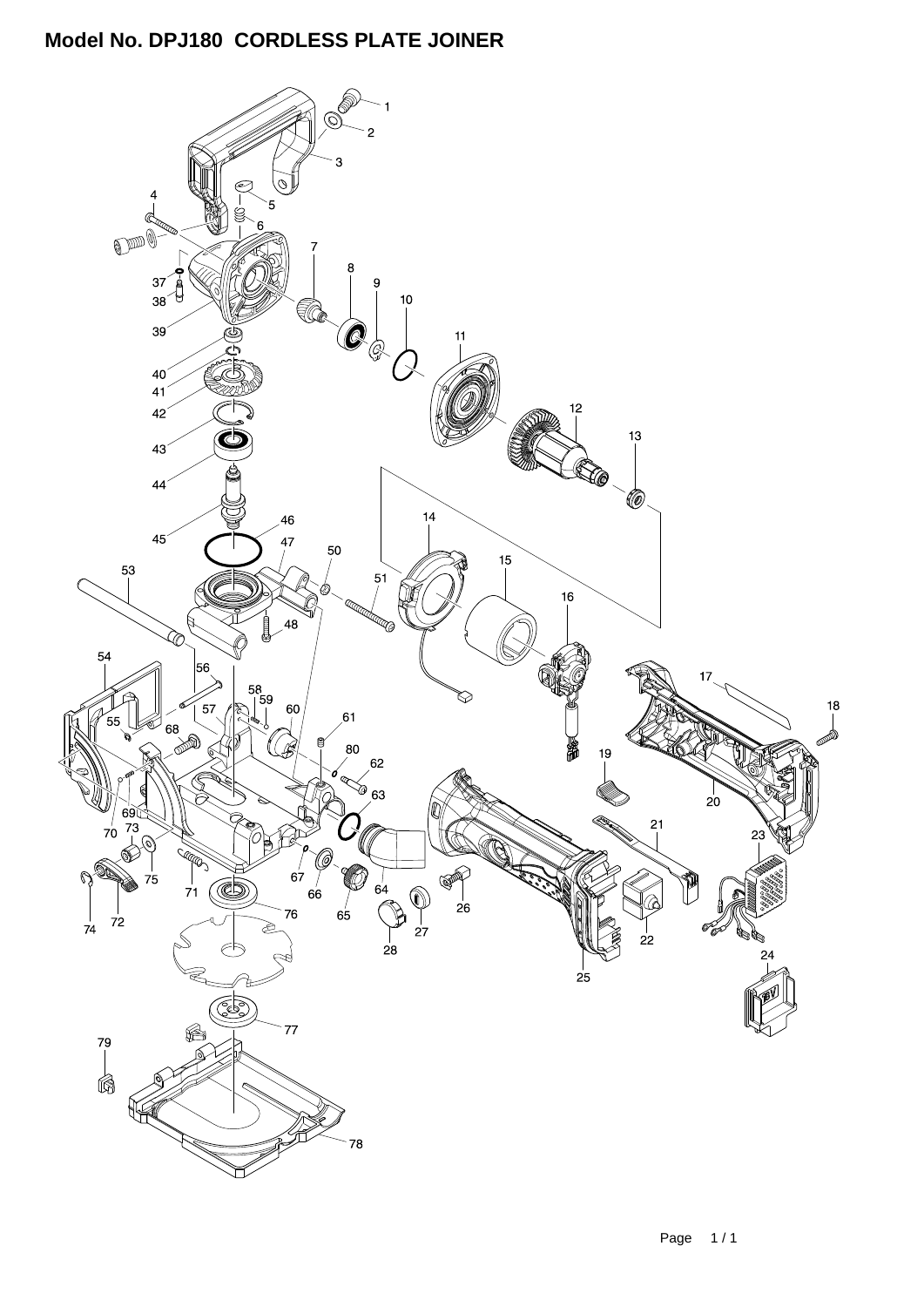# Model No. DPJ180 CORDLESS PLATE JOINER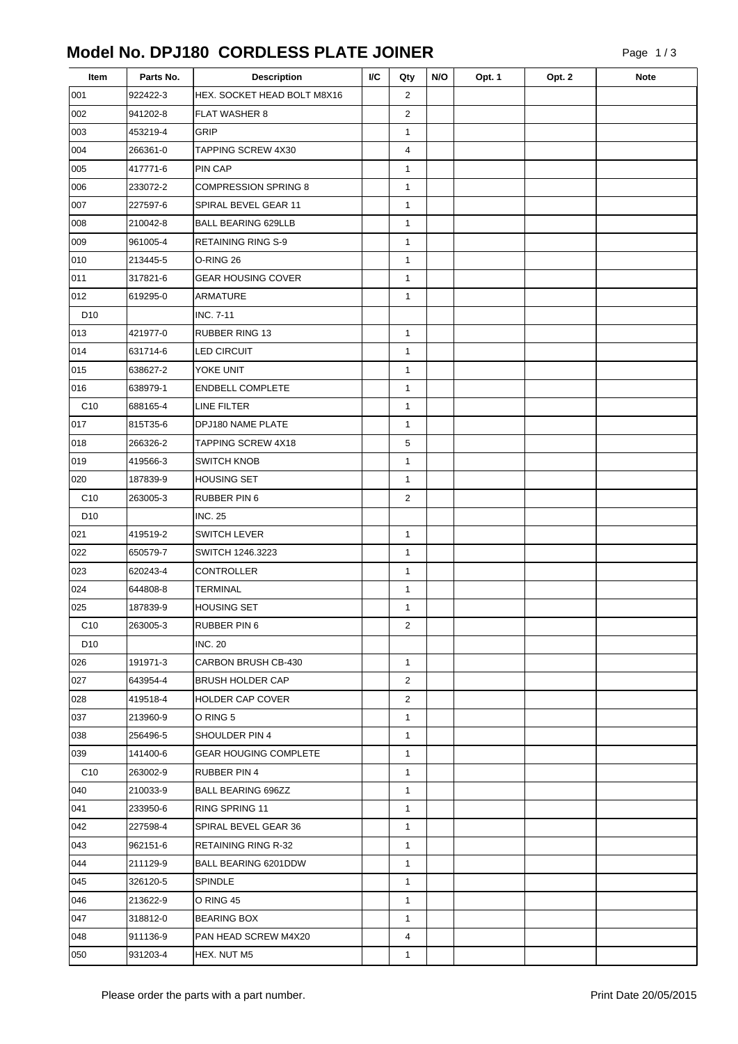# Model No. DPJ180 CORDLESS PLATE JOINER

| Item | Parts No. | Description | I/C | Qty | N/O | Opt. 1 | Opt. 2 | Note |
|---|---|---|---|---|---|---|---|---|
| 001 | 922422-3 | HEX. SOCKET HEAD BOLT M8X16 | | 2 | | | | |
| 002 | 941202-8 | FLAT WASHER 8 | | 2 | | | | |
| 003 | 453219-4 | GRIP | | 1 | | | | |
| 004 | 266361-0 | TAPPING SCREW 4X30 | | 4 | | | | |
| 005 | 417771-6 | PIN CAP | | 1 | | | | |
| 006 | 233072-2 | COMPRESSION SPRING 8 | | 1 | | | | |
| 007 | 227597-6 | SPIRAL BEVEL GEAR 11 | | 1 | | | | |
| 008 | 210042-8 | BALL BEARING 629LLB | | 1 | | | | |
| 009 | 961005-4 | RETAINING RING S-9 | | 1 | | | | |
| 010 | 213445-5 | O-RING 26 | | 1 | | | | |
| 011 | 317821-6 | GEAR HOUSING COVER | | 1 | | | | |
| 012 | 619295-0 | ARMATURE | | 1 | | | | |
| D10 | | INC. 7-11 | | | | | | |
| 013 | 421977-0 | RUBBER RING 13 | | 1 | | | | |
| 014 | 631714-6 | LED CIRCUIT | | 1 | | | | |
| 015 | 638627-2 | YOKE UNIT | | 1 | | | | |
| 016 | 638979-1 | ENDBELL COMPLETE | | 1 | | | | |
| C10 | 688165-4 | LINE FILTER | | 1 | | | | |
| 017 | 815T35-6 | DPJ180 NAME PLATE | | 1 | | | | |
| 018 | 266326-2 | TAPPING SCREW 4X18 | | 5 | | | | |
| 019 | 419566-3 | SWITCH KNOB | | 1 | | | | |
| 020 | 187839-9 | HOUSING SET | | 1 | | | | |
| C10 | 263005-3 | RUBBER PIN 6 | | 2 | | | | |
| D10 | | INC. 25 | | | | | | |
| 021 | 419519-2 | SWITCH LEVER | | 1 | | | | |
| 022 | 650579-7 | SWITCH 1246.3223 | | 1 | | | | |
| 023 | 620243-4 | CONTROLLER | | 1 | | | | |
| 024 | 644808-8 | TERMINAL | | 1 | | | | |
| 025 | 187839-9 | HOUSING SET | | 1 | | | | |
| C10 | 263005-3 | RUBBER PIN 6 | | 2 | | | | |
| D10 | | INC. 20 | | | | | | |
| 026 | 191971-3 | CARBON BRUSH CB-430 | | 1 | | | | |
| 027 | 643954-4 | BRUSH HOLDER CAP | | 2 | | | | |
| 028 | 419518-4 | HOLDER CAP COVER | | 2 | | | | |
| 037 | 213960-9 | O RING 5 | | 1 | | | | |
| 038 | 256496-5 | SHOULDER PIN 4 | | 1 | | | | |
| 039 | 141400-6 | GEAR HOUGING COMPLETE | | 1 | | | | |
| C10 | 263002-9 | RUBBER PIN 4 | | 1 | | | | |
| 040 | 210033-9 | BALL BEARING 696ZZ | | 1 | | | | |
| 041 | 233950-6 | RING SPRING 11 | | 1 | | | | |
| 042 | 227598-4 | SPIRAL BEVEL GEAR 36 | | 1 | | | | |
| 043 | 962151-6 | RETAINING RING R-32 | | 1 | | | | |
| 044 | 211129-9 | BALL BEARING 6201DDW | | 1 | | | | |
| 045 | 326120-5 | SPINDLE | | 1 | | | | |
| 046 | 213622-9 | O RING 45 | | 1 | | | | |
| 047 | 318812-0 | BEARING BOX | | 1 | | | | |
| 048 | 911136-9 | PAN HEAD SCREW M4X20 | | 4 | | | | |
| 050 | 931203-4 | HEX. NUT M5 | | 1 | | | | |

Please order the parts with a part number.

Print Date 20/05/2015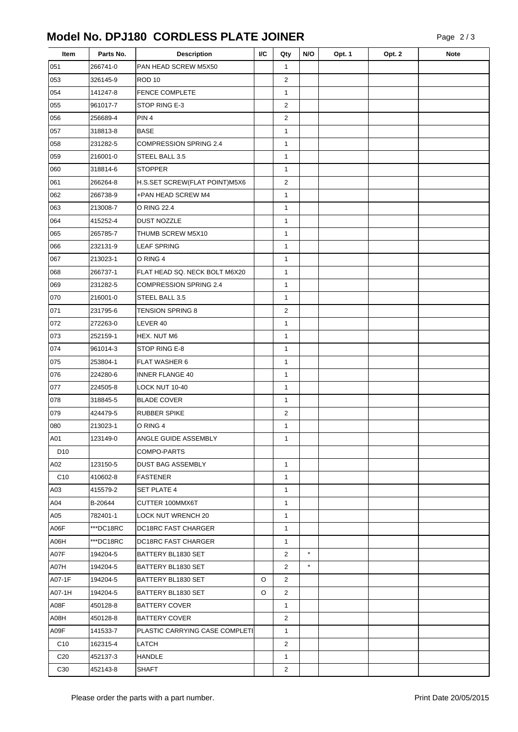# Model No. DPJ180 CORDLESS PLATE JOINER

| Item | Parts No. | Description | I/C | Qty | N/O | Opt. 1 | Opt. 2 | Note |
|---|---|---|---|---|---|---|---|---|
| 051 | 266741-0 | PAN HEAD SCREW M5X50 | | 1 | | | | |
| 053 | 326145-9 | ROD 10 | | 2 | | | | |
| 054 | 141247-8 | FENCE COMPLETE | | 1 | | | | |
| 055 | 961017-7 | STOP RING E-3 | | 2 | | | | |
| 056 | 256689-4 | PIN 4 | | 2 | | | | |
| 057 | 318813-8 | BASE | | 1 | | | | |
| 058 | 231282-5 | COMPRESSION SPRING 2.4 | | 1 | | | | |
| 059 | 216001-0 | STEEL BALL 3.5 | | 1 | | | | |
| 060 | 318814-6 | STOPPER | | 1 | | | | |
| 061 | 266264-8 | H.S.SET SCREW(FLAT POINT)M5X6 | | 2 | | | | |
| 062 | 266738-9 | +PAN HEAD SCREW M4 | | 1 | | | | |
| 063 | 213008-7 | O RING 22.4 | | 1 | | | | |
| 064 | 415252-4 | DUST NOZZLE | | 1 | | | | |
| 065 | 265785-7 | THUMB SCREW M5X10 | | 1 | | | | |
| 066 | 232131-9 | LEAF SPRING | | 1 | | | | |
| 067 | 213023-1 | O RING 4 | | 1 | | | | |
| 068 | 266737-1 | FLAT HEAD SQ. NECK BOLT M6X20 | | 1 | | | | |
| 069 | 231282-5 | COMPRESSION SPRING 2.4 | | 1 | | | | |
| 070 | 216001-0 | STEEL BALL 3.5 | | 1 | | | | |
| 071 | 231795-6 | TENSION SPRING 8 | | 2 | | | | |
| 072 | 272263-0 | LEVER 40 | | 1 | | | | |
| 073 | 252159-1 | HEX. NUT M6 | | 1 | | | | |
| 074 | 961014-3 | STOP RING E-8 | | 1 | | | | |
| 075 | 253804-1 | FLAT WASHER 6 | | 1 | | | | |
| 076 | 224280-6 | INNER FLANGE 40 | | 1 | | | | |
| 077 | 224505-8 | LOCK NUT 10-40 | | 1 | | | | |
| 078 | 318845-5 | BLADE COVER | | 1 | | | | |
| 079 | 424479-5 | RUBBER SPIKE | | 2 | | | | |
| 080 | 213023-1 | O RING 4 | | 1 | | | | |
| A01 | 123149-0 | ANGLE GUIDE ASSEMBLY | | 1 | | | | |
| D10 | | COMPO-PARTS | | | | | | |
| A02 | 123150-5 | DUST BAG ASSEMBLY | | 1 | | | | |
| C10 | 410602-8 | FASTENER | | 1 | | | | |
| A03 | 415579-2 | SET PLATE 4 | | 1 | | | | |
| A04 | B-20644 | CUTTER 100MMX6T | | 1 | | | | |
| A05 | 782401-1 | LOCK NUT WRENCH 20 | | 1 | | | | |
| A06F | ***DC18RC | DC18RC FAST CHARGER | | 1 | | | | |
| A06H | ***DC18RC | DC18RC FAST CHARGER | | 1 | | | | |
| A07F | 194204-5 | BATTERY BL1830 SET | | 2 | * | | | |
| A07H | 194204-5 | BATTERY BL1830 SET | | 2 | * | | | |
| A07-1F | 194204-5 | BATTERY BL1830 SET | O | 2 | | | | |
| A07-1H | 194204-5 | BATTERY BL1830 SET | O | 2 | | | | |
| A08F | 450128-8 | BATTERY COVER | | 1 | | | | |
| A08H | 450128-8 | BATTERY COVER | | 2 | | | | |
| A09F | 141533-7 | PLASTIC CARRYING CASE COMPLETI | | 1 | | | | |
| C10 | 162315-4 | LATCH | | 2 | | | | |
| C20 | 452137-3 | HANDLE | | 1 | | | | |
| C30 | 452143-8 | SHAFT | | 2 | | | | |

Please order the parts with a part number.

Print Date 20/05/2015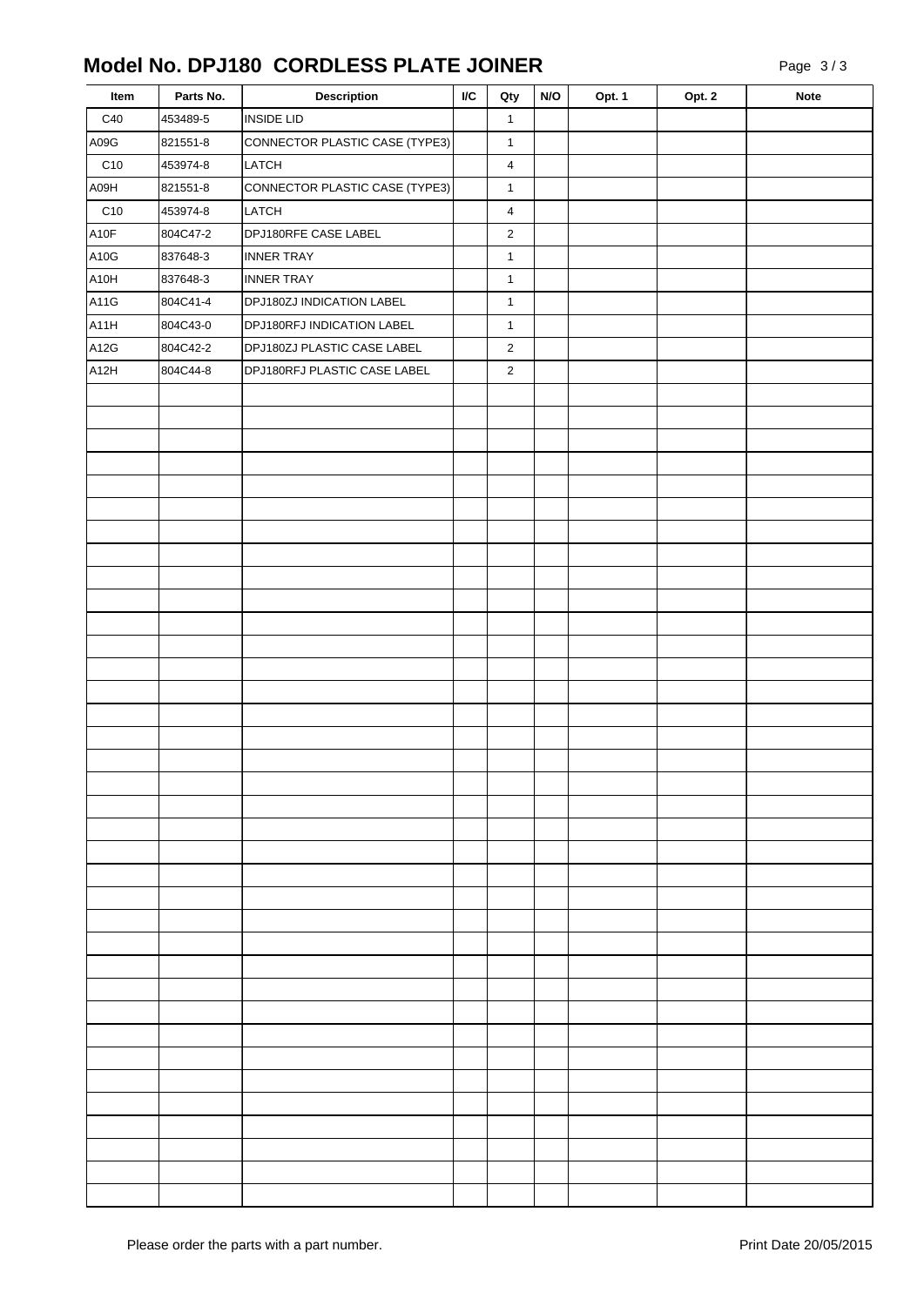# Model No. DPJ180 CORDLESS PLATE JOINER

| Item | Parts No. | Description | I/C | Qty | N/O | Opt. 1 | Opt. 2 | Note |
|---|---|---|---|---|---|---|---|---|
| C40 | 453489-5 | INSIDE LID | | 1 | | | | |
| A09G | 821551-8 | CONNECTOR PLASTIC CASE (TYPE3) | | 1 | | | | |
| C10 | 453974-8 | LATCH | | 4 | | | | |
| A09H | 821551-8 | CONNECTOR PLASTIC CASE (TYPE3) | | 1 | | | | |
| C10 | 453974-8 | LATCH | | 4 | | | | |
| A10F | 804C47-2 | DPJ180RFE CASE LABEL | | 2 | | | | |
| A10G | 837648-3 | INNER TRAY | | 1 | | | | |
| A10H | 837648-3 | INNER TRAY | | 1 | | | | |
| A11G | 804C41-4 | DPJ180ZJ INDICATION LABEL | | 1 | | | | |
| A11H | 804C43-0 | DPJ180RFJ INDICATION LABEL | | 1 | | | | |
| A12G | 804C42-2 | DPJ180ZJ PLASTIC CASE LABEL | | 2 | | | | |
| A12H | 804C44-8 | DPJ180RFJ PLASTIC CASE LABEL | | 2 | | | | |

Please order the parts with a part number.

Print Date 20/05/2015